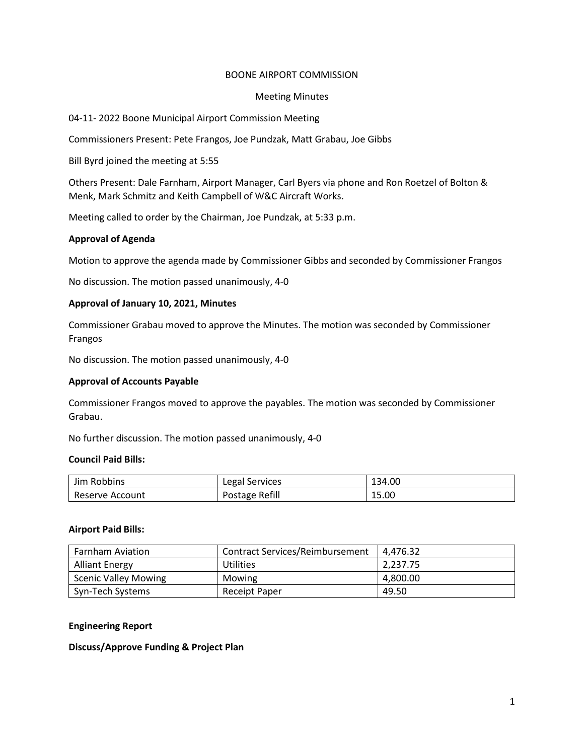BOONE AIRPORT COMMISSION

Meeting Minutes

04-11- 2022 Boone Municipal Airport Commission Meeting

Commissioners Present: Pete Frangos, Joe Pundzak, Matt Grabau, Joe Gibbs

Bill Byrd joined the meeting at 5:55

Others Present: Dale Farnham, Airport Manager, Carl Byers via phone and Ron Roetzel of Bolton & Menk, Mark Schmitz and Keith Campbell of W&C Aircraft Works.

Meeting called to order by the Chairman, Joe Pundzak, at 5:33 p.m.

**Approval of Agenda**

Motion to approve the agenda made by Commissioner Gibbs and seconded by Commissioner Frangos

No discussion. The motion passed unanimously, 4-0

**Approval of January 10, 2021, Minutes**

Commissioner Grabau moved to approve the Minutes. The motion was seconded by Commissioner Frangos

No discussion. The motion passed unanimously, 4-0

**Approval of Accounts Payable**

Commissioner Frangos moved to approve the payables. The motion was seconded by Commissioner Grabau.

No further discussion. The motion passed unanimously, 4-0

**Council Paid Bills:**

| Jim Robbins | Legal Services | 134.00 |
|---|---|---|
| Reserve Account | Postage Refill | 15.00 |

**Airport Paid Bills:**

| Farnham Aviation | Contract Services/Reimbursement | 4,476.32 |
|---|---|---|
| Alliant Energy | Utilities | 2,237.75 |
| Scenic Valley Mowing | Mowing | 4,800.00 |
| Syn-Tech Systems | Receipt Paper | 49.50 |

**Engineering Report**

**Discuss/Approve Funding & Project Plan**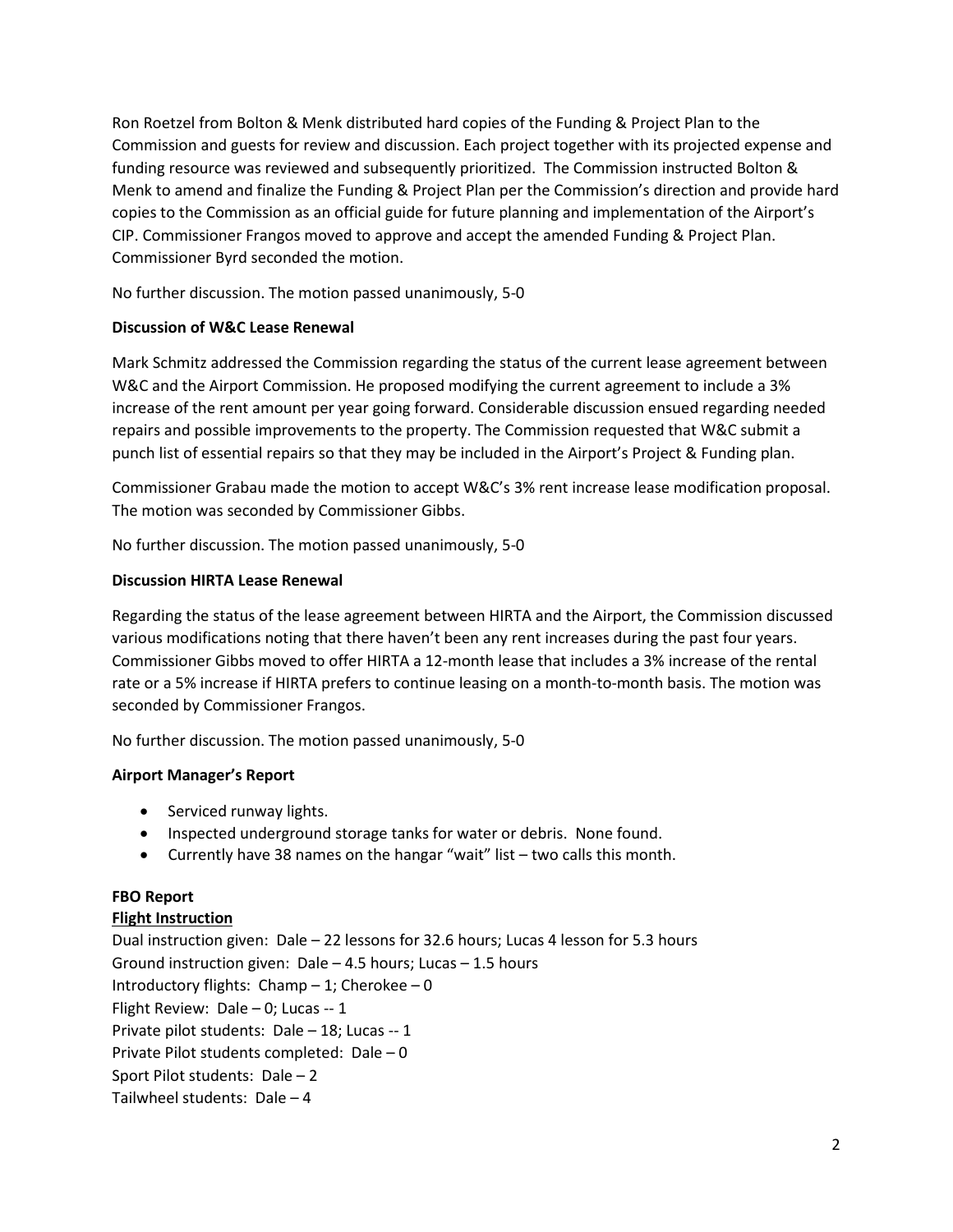Ron Roetzel from Bolton & Menk distributed hard copies of the Funding & Project Plan to the Commission and guests for review and discussion. Each project together with its projected expense and funding resource was reviewed and subsequently prioritized. The Commission instructed Bolton & Menk to amend and finalize the Funding & Project Plan per the Commission's direction and provide hard copies to the Commission as an official guide for future planning and implementation of the Airport's CIP. Commissioner Frangos moved to approve and accept the amended Funding & Project Plan. Commissioner Byrd seconded the motion.

No further discussion. The motion passed unanimously, 5-0

**Discussion of W&C Lease Renewal**

Mark Schmitz addressed the Commission regarding the status of the current lease agreement between W&C and the Airport Commission. He proposed modifying the current agreement to include a 3% increase of the rent amount per year going forward. Considerable discussion ensued regarding needed repairs and possible improvements to the property. The Commission requested that W&C submit a punch list of essential repairs so that they may be included in the Airport's Project & Funding plan.

Commissioner Grabau made the motion to accept W&C's 3% rent increase lease modification proposal. The motion was seconded by Commissioner Gibbs.

No further discussion. The motion passed unanimously, 5-0

**Discussion HIRTA Lease Renewal**

Regarding the status of the lease agreement between HIRTA and the Airport, the Commission discussed various modifications noting that there haven't been any rent increases during the past four years. Commissioner Gibbs moved to offer HIRTA a 12-month lease that includes a 3% increase of the rental rate or a 5% increase if HIRTA prefers to continue leasing on a month-to-month basis. The motion was seconded by Commissioner Frangos.

No further discussion. The motion passed unanimously, 5-0

**Airport Manager's Report**

- Serviced runway lights.
- Inspected underground storage tanks for water or debris. None found.
- Currently have 38 names on the hangar "wait" list – two calls this month.

**FBO Report**

**Flight Instruction**

Dual instruction given: Dale – 22 lessons for 32.6 hours; Lucas 4 lesson for 5.3 hours
Ground instruction given: Dale – 4.5 hours; Lucas – 1.5 hours
Introductory flights: Champ – 1; Cherokee – 0
Flight Review: Dale – 0; Lucas -- 1
Private pilot students: Dale – 18; Lucas -- 1
Private Pilot students completed: Dale – 0
Sport Pilot students: Dale – 2
Tailwheel students: Dale – 4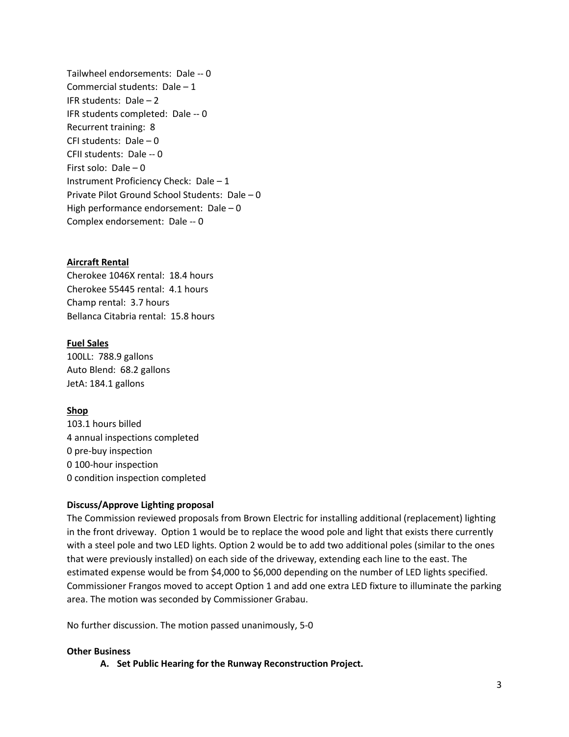Tailwheel endorsements: Dale -- 0
Commercial students: Dale – 1
IFR students: Dale – 2
IFR students completed: Dale -- 0
Recurrent training: 8
CFI students: Dale – 0
CFII students: Dale -- 0
First solo: Dale – 0
Instrument Proficiency Check: Dale – 1
Private Pilot Ground School Students: Dale – 0
High performance endorsement: Dale – 0
Complex endorsement: Dale -- 0

**Aircraft Rental**

Cherokee 1046X rental: 18.4 hours
Cherokee 55445 rental: 4.1 hours
Champ rental: 3.7 hours
Bellanca Citabria rental: 15.8 hours

**Fuel Sales**

100LL: 788.9 gallons
Auto Blend: 68.2 gallons
JetA: 184.1 gallons

**Shop**

103.1 hours billed
4 annual inspections completed
0 pre-buy inspection
0 100-hour inspection
0 condition inspection completed

**Discuss/Approve Lighting proposal**

The Commission reviewed proposals from Brown Electric for installing additional (replacement) lighting in the front driveway. Option 1 would be to replace the wood pole and light that exists there currently with a steel pole and two LED lights. Option 2 would be to add two additional poles (similar to the ones that were previously installed) on each side of the driveway, extending each line to the east. The estimated expense would be from $4,000 to $6,000 depending on the number of LED lights specified. Commissioner Frangos moved to accept Option 1 and add one extra LED fixture to illuminate the parking area. The motion was seconded by Commissioner Grabau.

No further discussion. The motion passed unanimously, 5-0

**Other Business**

**A. Set Public Hearing for the Runway Reconstruction Project.**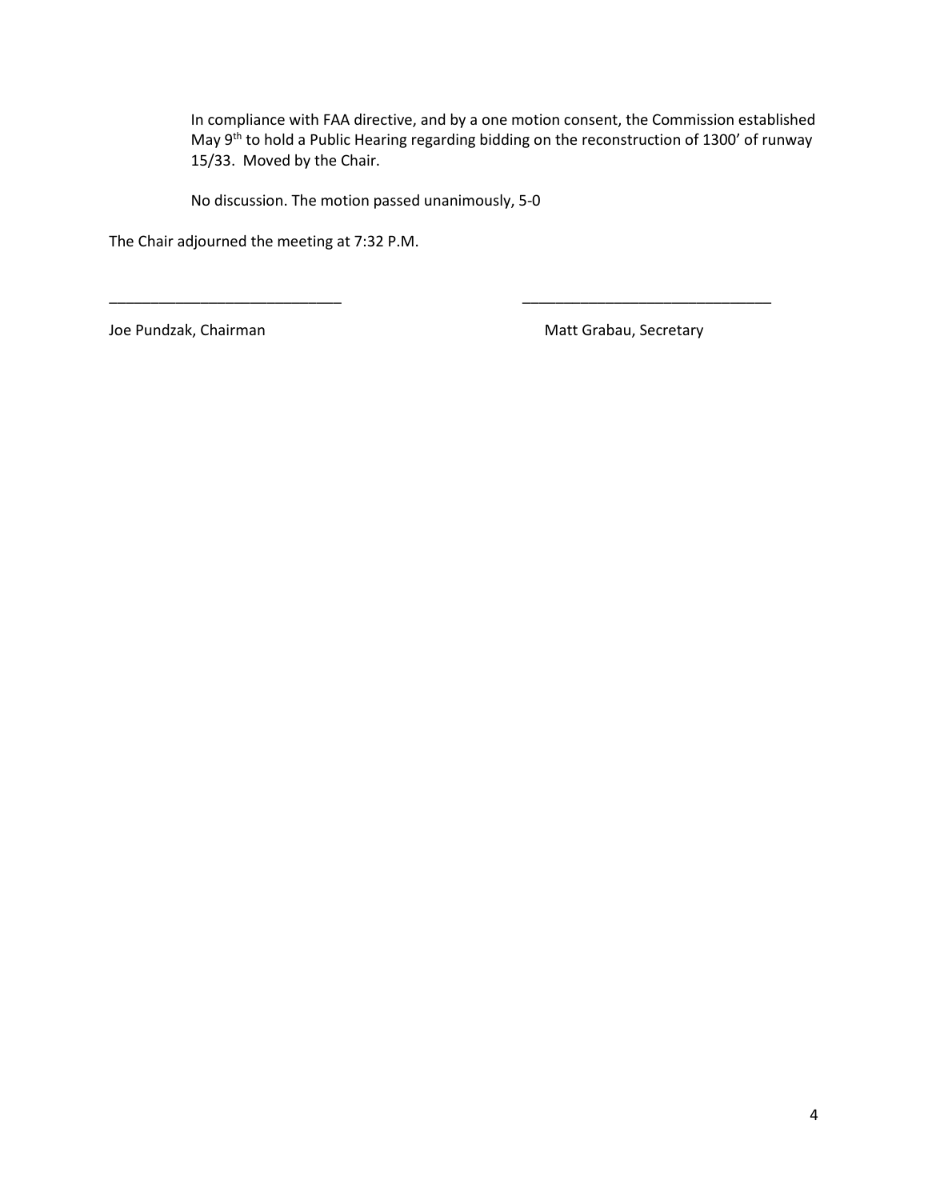In compliance with FAA directive, and by a one motion consent, the Commission established May 9th to hold a Public Hearing regarding bidding on the reconstruction of 1300' of runway 15/33. Moved by the Chair.

No discussion. The motion passed unanimously, 5-0

The Chair adjourned the meeting at 7:32 P.M.

\_\_\_\_\_\_\_\_\_\_\_\_\_\_\_\_\_\_\_\_\_\_\_\_\_\_\_\_ \_\_\_\_\_\_\_\_\_\_\_\_\_\_\_\_\_\_\_\_\_\_\_\_\_\_\_\_\_\_

Joe Pundzak, Chairman Matt Grabau, Secretary